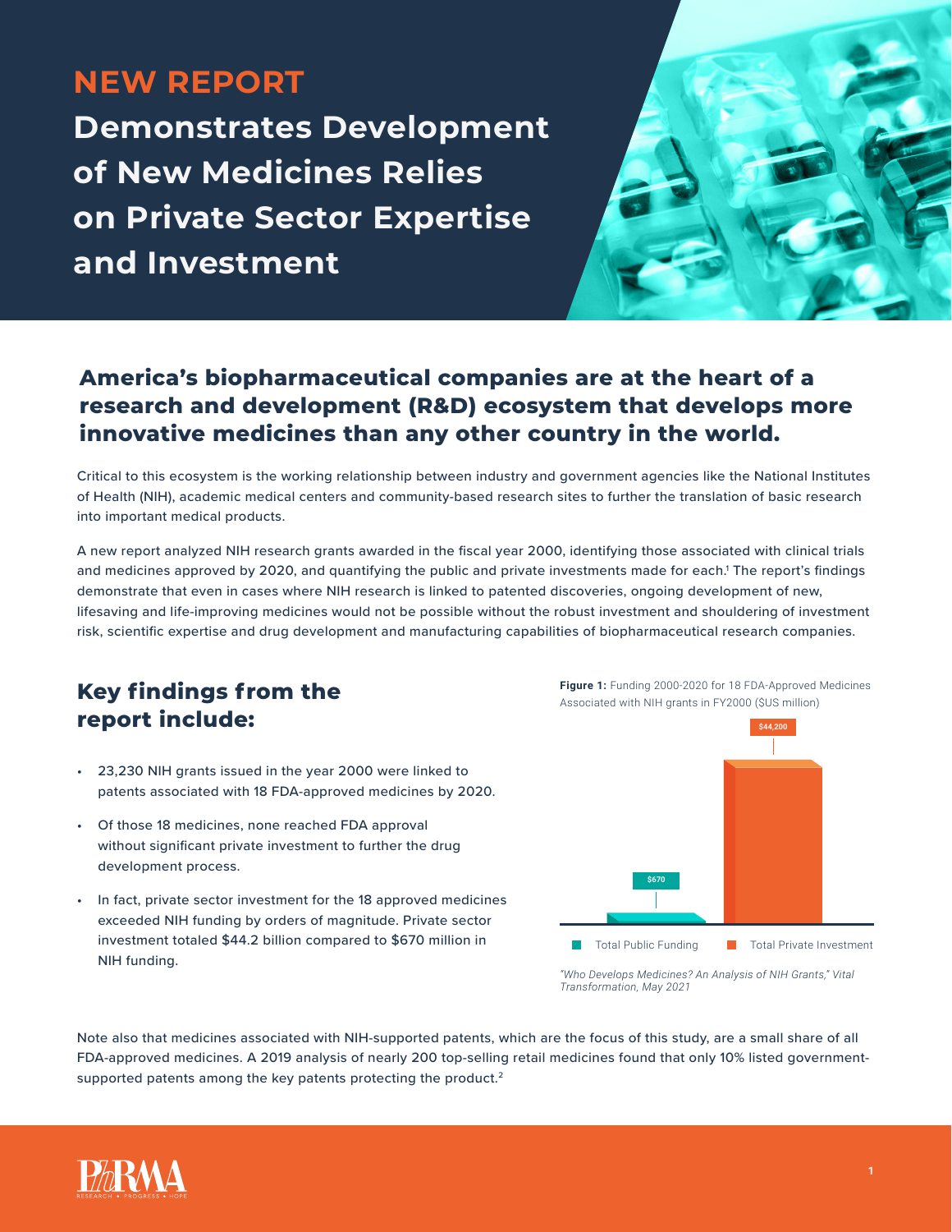# NEW REPORT

# Demonstrates Development of New Medicines Relies on Private Sector Expertise and Investment

## America's biopharmaceutical companies are at the heart of a research and development (R&D) ecosystem that develops more innovative medicines than any other country in the world.

Critical to this ecosystem is the working relationship between industry and government agencies like the National Institutes of Health (NIH), academic medical centers and community-based research sites to further the translation of basic research into important medical products.

A new report analyzed NIH research grants awarded in the fiscal year 2000, identifying those associated with clinical trials and medicines approved by 2020, and quantifying the public and private investments made for each.[1] The report's findings demonstrate that even in cases where NIH research is linked to patented discoveries, ongoing development of new, lifesaving and life-improving medicines would not be possible without the robust investment and shouldering of investment risk, scientific expertise and drug development and manufacturing capabilities of biopharmaceutical research companies.

## Key findings from the report include:

- 23,230 NIH grants issued in the year 2000 were linked to patents associated with 18 FDA-approved medicines by 2020.
- Of those 18 medicines, none reached FDA approval without significant private investment to further the drug development process.
- In fact, private sector investment for the 18 approved medicines exceeded NIH funding by orders of magnitude. Private sector investment totaled $44.2 billion compared to $670 million in NIH funding.

**Figure 1:** Funding 2000-2020 for 18 FDA-Approved Medicines Associated with NIH grants in FY2000 ($US million)

| | Funding ($US million) |
|---|---|
| Total Public Funding | $670 |
| Total Private Investment | $44,200 |

*"Who Develops Medicines? An Analysis of NIH Grants," Vital Transformation, May 2021*

Note also that medicines associated with NIH-supported patents, which are the focus of this study, are a small share of all FDA-approved medicines. A 2019 analysis of nearly 200 top-selling retail medicines found that only 10% listed government-supported patents among the key patents protecting the product.[2]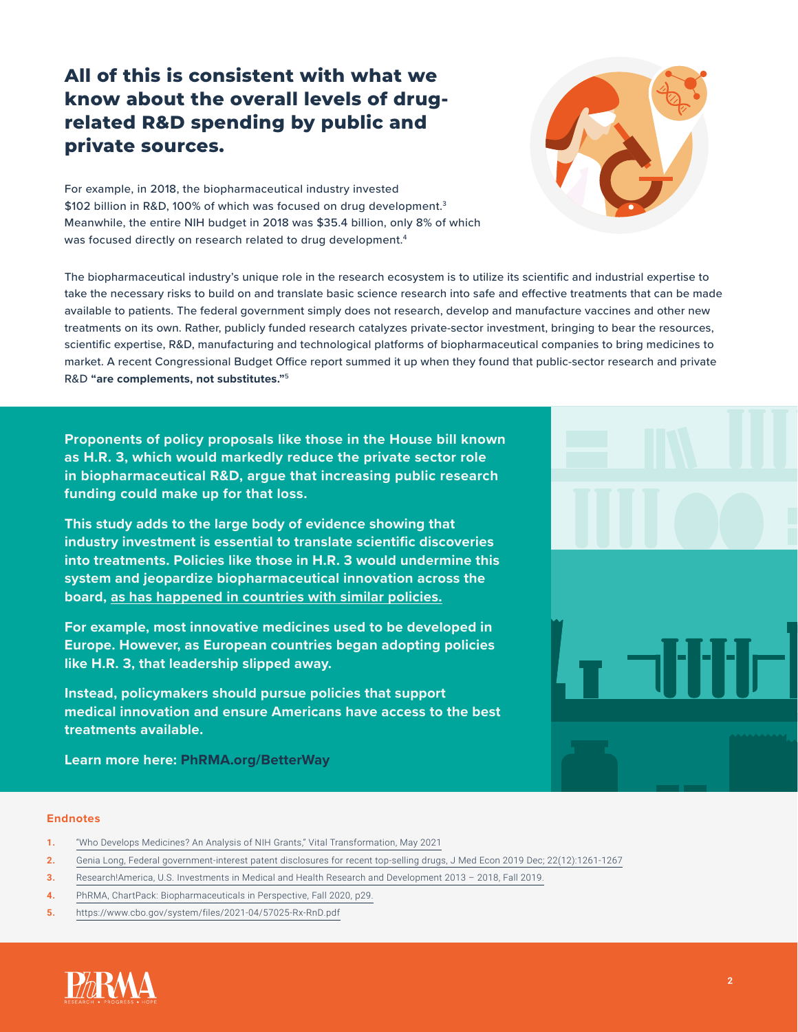## All of this is consistent with what we know about the overall levels of drug-related R&D spending by public and private sources.

For example, in 2018, the biopharmaceutical industry invested $102 billion in R&D, 100% of which was focused on drug development.[3] Meanwhile, the entire NIH budget in 2018 was $35.4 billion, only 8% of which was focused directly on research related to drug development.[4]

The biopharmaceutical industry's unique role in the research ecosystem is to utilize its scientific and industrial expertise to take the necessary risks to build on and translate basic science research into safe and effective treatments that can be made available to patients. The federal government simply does not research, develop and manufacture vaccines and other new treatments on its own. Rather, publicly funded research catalyzes private-sector investment, bringing to bear the resources, scientific expertise, R&D, manufacturing and technological platforms of biopharmaceutical companies to bring medicines to market. A recent Congressional Budget Office report summed it up when they found that public-sector research and private R&D **"are complements, not substitutes."**[5]

**Proponents of policy proposals like those in the House bill known as H.R. 3, which would markedly reduce the private sector role in biopharmaceutical R&D, argue that increasing public research funding could make up for that loss.**

**This study adds to the large body of evidence showing that industry investment is essential to translate scientific discoveries into treatments. Policies like those in H.R. 3 would undermine this system and jeopardize biopharmaceutical innovation across the board, as has happened in countries with similar policies.**

**For example, most innovative medicines used to be developed in Europe. However, as European countries began adopting policies like H.R. 3, that leadership slipped away.**

**Instead, policymakers should pursue policies that support medical innovation and ensure Americans have access to the best treatments available.**

**Learn more here: PhRMA.org/BetterWay**

### Endnotes

1. "Who Develops Medicines? An Analysis of NIH Grants," Vital Transformation, May 2021
2. Genia Long, Federal government-interest patent disclosures for recent top-selling drugs, J Med Econ 2019 Dec; 22(12):1261-1267
3. Research!America, U.S. Investments in Medical and Health Research and Development 2013 – 2018, Fall 2019.
4. PhRMA, ChartPack: Biopharmaceuticals in Perspective, Fall 2020, p29.
5. https://www.cbo.gov/system/files/2021-04/57025-Rx-RnD.pdf